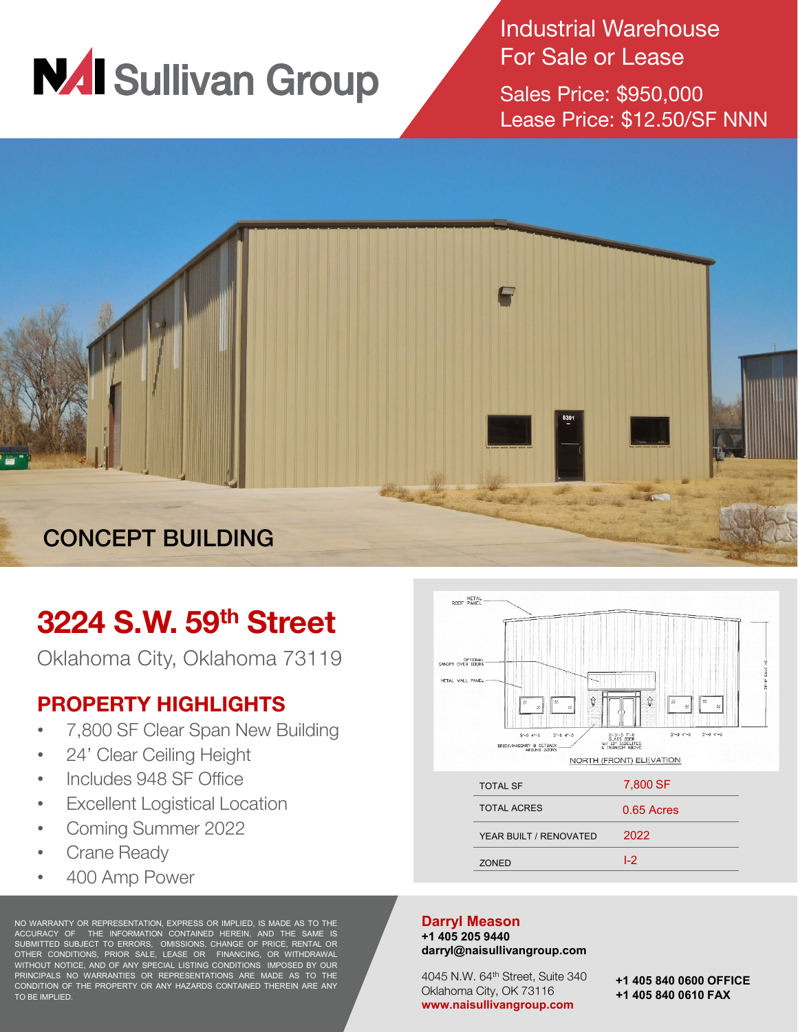# NAI Sullivan Group

## Industrial Warehouse For Sale or Lease

Sales Price: $950,000
Lease Price: $12.50/SF NNN

CONCEPT BUILDING

# 3224 S.W. 59th Street

Oklahoma City, Oklahoma 73119

## PROPERTY HIGHLIGHTS

- 7,800 SF Clear Span New Building
- 24' Clear Ceiling Height
- Includes 948 SF Office
- Excellent Logistical Location
- Coming Summer 2022
- Crane Ready
- 400 Amp Power

NORTH (FRONT) ELEVATION

| | |
|---|---|
| TOTAL SF | 7,800 SF |
| TOTAL ACRES | 0.65 Acres |
| YEAR BUILT / RENOVATED | 2022 |
| ZONED | I-2 |

NO WARRANTY OR REPRESENTATION, EXPRESS OR IMPLIED, IS MADE AS TO THE ACCURACY OF THE INFORMATION CONTAINED HEREIN, AND THE SAME IS SUBMITTED SUBJECT TO ERRORS, OMISSIONS, CHANGE OF PRICE, RENTAL OR OTHER CONDITIONS, PRIOR SALE, LEASE OR FINANCING, OR WITHDRAWAL WITHOUT NOTICE, AND OF ANY SPECIAL LISTING CONDITIONS IMPOSED BY OUR PRINCIPALS NO WARRANTIES OR REPRESENTATIONS ARE MADE AS TO THE CONDITION OF THE PROPERTY OR ANY HAZARDS CONTAINED THEREIN ARE ANY TO BE IMPLIED.

**Darryl Meason**
**+1 405 205 9440**
**darryl@naisullivangroup.com**

4045 N.W. 64th Street, Suite 340
Oklahoma City, OK 73116
**www.naisullivangroup.com**

**+1 405 840 0600 OFFICE**
**+1 405 840 0610 FAX**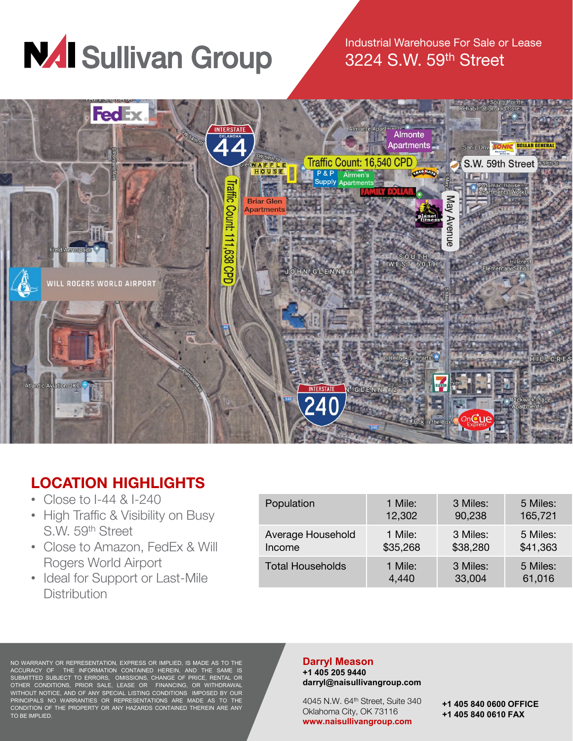# NAI Sullivan Group

Industrial Warehouse For Sale or Lease
3224 S.W. 59th Street

Traffic Count: 16,540 CPD
Traffic Count: 111,638 CPD
S.W. 59th Street
May Avenue
Interstate 44
Interstate 240
Will Rogers World Airport

## LOCATION HIGHLIGHTS

- Close to I-44 & I-240
- High Traffic & Visibility on Busy S.W. 59th Street
- Close to Amazon, FedEx & Will Rogers World Airport
- Ideal for Support or Last-Mile Distribution

| | | | |
|---|---|---|---|
| Population | 1 Mile: 12,302 | 3 Miles: 90,238 | 5 Miles: 165,721 |
| Average Household Income | 1 Mile: $35,268 | 3 Miles: $38,280 | 5 Miles: $41,363 |
| Total Households | 1 Mile: 4,440 | 3 Miles: 33,004 | 5 Miles: 61,016 |

NO WARRANTY OR REPRESENTATION, EXPRESS OR IMPLIED, IS MADE AS TO THE ACCURACY OF THE INFORMATION CONTAINED HEREIN, AND THE SAME IS SUBMITTED SUBJECT TO ERRORS, OMISSIONS, CHANGE OF PRICE, RENTAL OR OTHER CONDITIONS, PRIOR SALE, LEASE OR FINANCING, OR WITHDRAWAL WITHOUT NOTICE, AND OF ANY SPECIAL LISTING CONDITIONS IMPOSED BY OUR PRINCIPALS NO WARRANTIES OR REPRESENTATIONS ARE MADE AS TO THE CONDITION OF THE PROPERTY OR ANY HAZARDS CONTAINED THEREIN ARE ANY TO BE IMPLIED.

**Darryl Meason**
**+1 405 205 9440**
**darryl@naisullivangroup.com**

4045 N.W. 64th Street, Suite 340
Oklahoma City, OK 73116
**www.naisullivangroup.com**

**+1 405 840 0600 OFFICE**
**+1 405 840 0610 FAX**